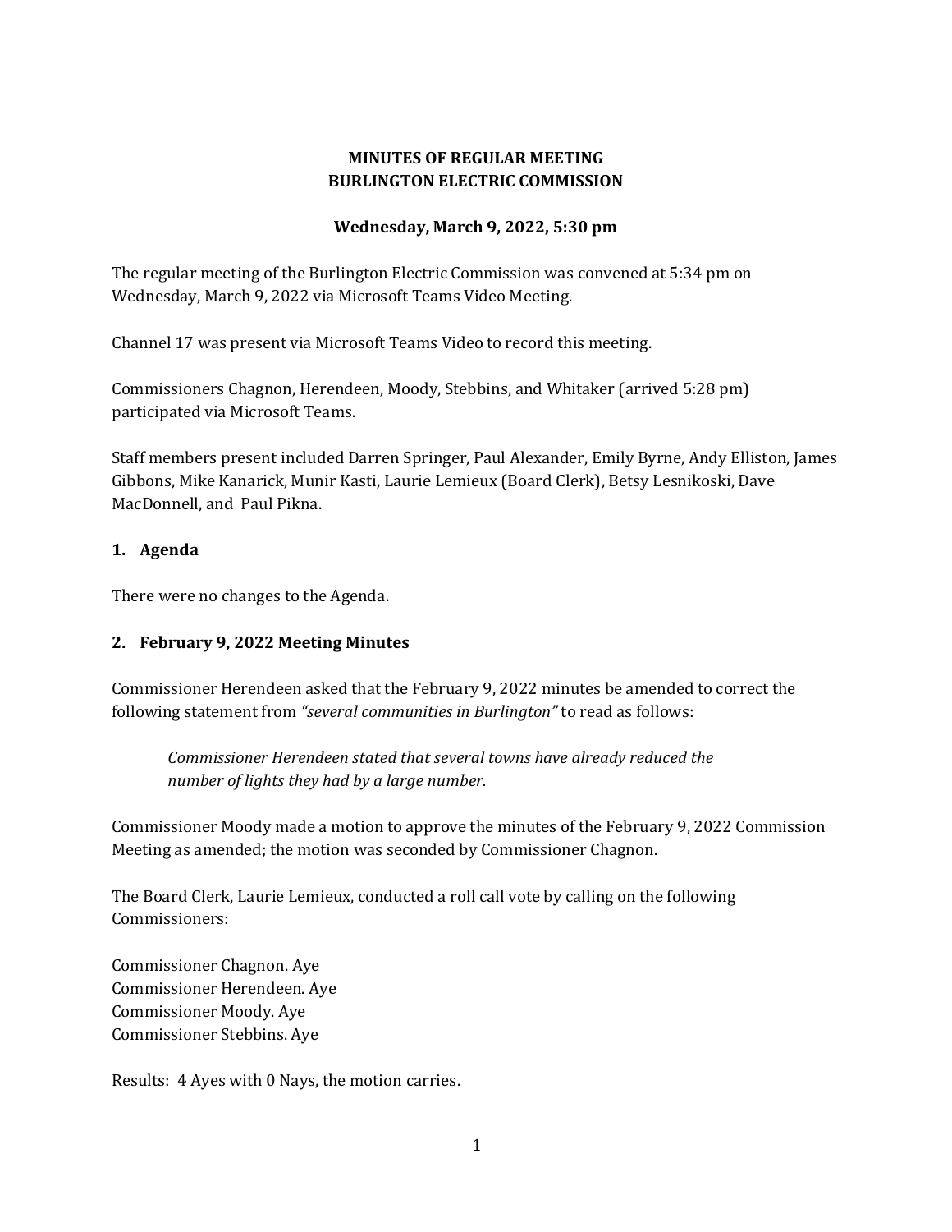**MINUTES OF REGULAR MEETING**
**BURLINGTON ELECTRIC COMMISSION**

**Wednesday, March 9, 2022, 5:30 pm**

The regular meeting of the Burlington Electric Commission was convened at 5:34 pm on Wednesday, March 9, 2022 via Microsoft Teams Video Meeting.

Channel 17 was present via Microsoft Teams Video to record this meeting.

Commissioners Chagnon, Herendeen, Moody, Stebbins, and Whitaker (arrived 5:28 pm) participated via Microsoft Teams.

Staff members present included Darren Springer, Paul Alexander, Emily Byrne, Andy Elliston, James Gibbons, Mike Kanarick, Munir Kasti, Laurie Lemieux (Board Clerk), Betsy Lesnikoski, Dave MacDonnell, and Paul Pikna.

## 1. Agenda

There were no changes to the Agenda.

## 2. February 9, 2022 Meeting Minutes

Commissioner Herendeen asked that the February 9, 2022 minutes be amended to correct the following statement from *"several communities in Burlington"* to read as follows:

> *Commissioner Herendeen stated that several towns have already reduced the number of lights they had by a large number.*

Commissioner Moody made a motion to approve the minutes of the February 9, 2022 Commission Meeting as amended; the motion was seconded by Commissioner Chagnon.

The Board Clerk, Laurie Lemieux, conducted a roll call vote by calling on the following Commissioners:

Commissioner Chagnon. Aye
Commissioner Herendeen. Aye
Commissioner Moody. Aye
Commissioner Stebbins. Aye

Results: 4 Ayes with 0 Nays, the motion carries.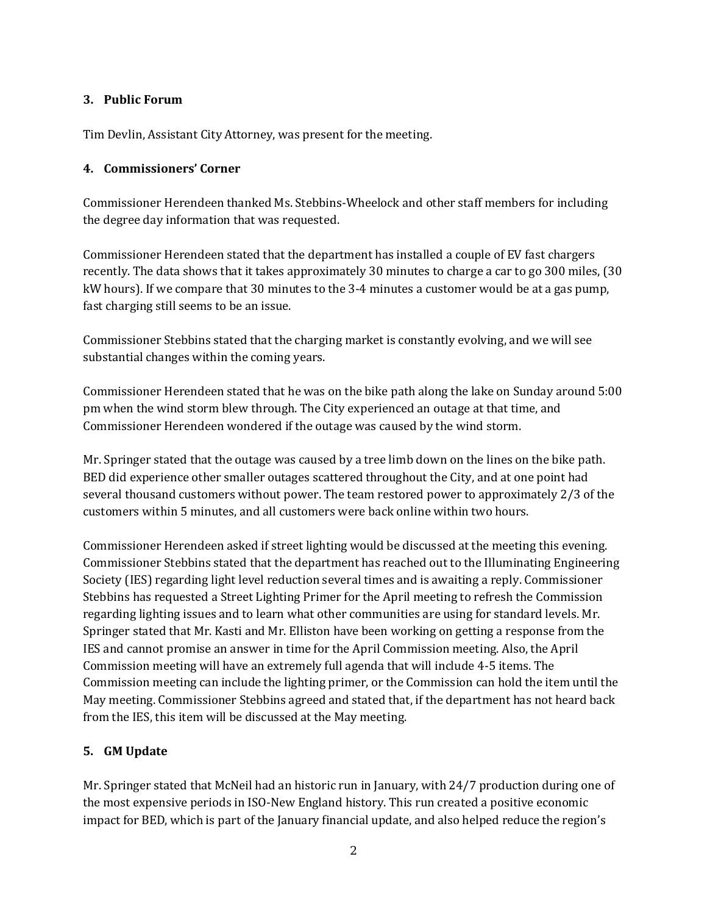### 3. Public Forum

Tim Devlin, Assistant City Attorney, was present for the meeting.

### 4. Commissioners' Corner

Commissioner Herendeen thanked Ms. Stebbins-Wheelock and other staff members for including the degree day information that was requested.

Commissioner Herendeen stated that the department has installed a couple of EV fast chargers recently. The data shows that it takes approximately 30 minutes to charge a car to go 300 miles, (30 kW hours). If we compare that 30 minutes to the 3-4 minutes a customer would be at a gas pump, fast charging still seems to be an issue.

Commissioner Stebbins stated that the charging market is constantly evolving, and we will see substantial changes within the coming years.

Commissioner Herendeen stated that he was on the bike path along the lake on Sunday around 5:00 pm when the wind storm blew through. The City experienced an outage at that time, and Commissioner Herendeen wondered if the outage was caused by the wind storm.

Mr. Springer stated that the outage was caused by a tree limb down on the lines on the bike path. BED did experience other smaller outages scattered throughout the City, and at one point had several thousand customers without power. The team restored power to approximately 2/3 of the customers within 5 minutes, and all customers were back online within two hours.

Commissioner Herendeen asked if street lighting would be discussed at the meeting this evening. Commissioner Stebbins stated that the department has reached out to the Illuminating Engineering Society (IES) regarding light level reduction several times and is awaiting a reply. Commissioner Stebbins has requested a Street Lighting Primer for the April meeting to refresh the Commission regarding lighting issues and to learn what other communities are using for standard levels. Mr. Springer stated that Mr. Kasti and Mr. Elliston have been working on getting a response from the IES and cannot promise an answer in time for the April Commission meeting. Also, the April Commission meeting will have an extremely full agenda that will include 4-5 items. The Commission meeting can include the lighting primer, or the Commission can hold the item until the May meeting. Commissioner Stebbins agreed and stated that, if the department has not heard back from the IES, this item will be discussed at the May meeting.

### 5. GM Update

Mr. Springer stated that McNeil had an historic run in January, with 24/7 production during one of the most expensive periods in ISO-New England history. This run created a positive economic impact for BED, which is part of the January financial update, and also helped reduce the region's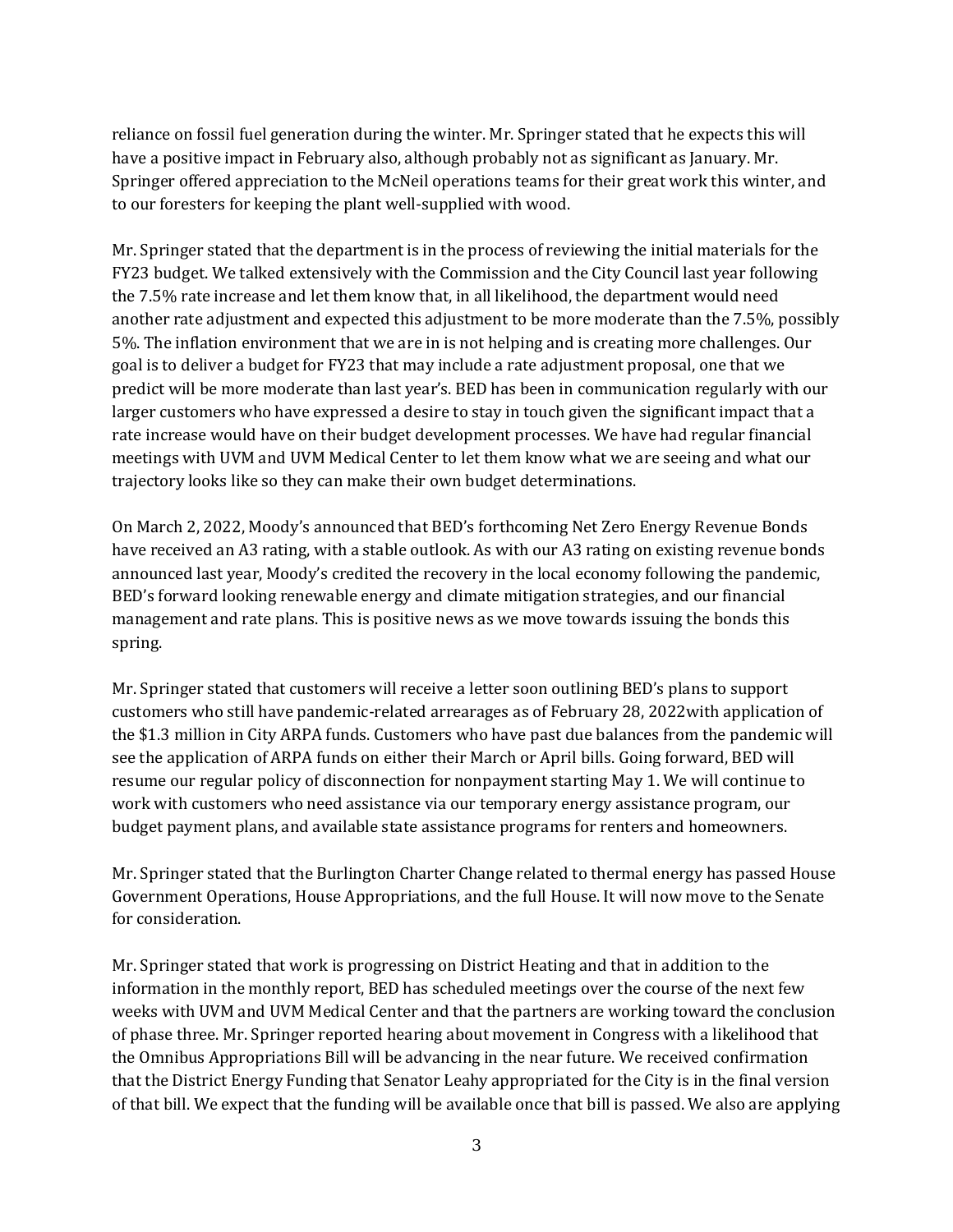reliance on fossil fuel generation during the winter. Mr. Springer stated that he expects this will have a positive impact in February also, although probably not as significant as January. Mr. Springer offered appreciation to the McNeil operations teams for their great work this winter, and to our foresters for keeping the plant well-supplied with wood.

Mr. Springer stated that the department is in the process of reviewing the initial materials for the FY23 budget. We talked extensively with the Commission and the City Council last year following the 7.5% rate increase and let them know that, in all likelihood, the department would need another rate adjustment and expected this adjustment to be more moderate than the 7.5%, possibly 5%. The inflation environment that we are in is not helping and is creating more challenges. Our goal is to deliver a budget for FY23 that may include a rate adjustment proposal, one that we predict will be more moderate than last year's. BED has been in communication regularly with our larger customers who have expressed a desire to stay in touch given the significant impact that a rate increase would have on their budget development processes. We have had regular financial meetings with UVM and UVM Medical Center to let them know what we are seeing and what our trajectory looks like so they can make their own budget determinations.

On March 2, 2022, Moody's announced that BED's forthcoming Net Zero Energy Revenue Bonds have received an A3 rating, with a stable outlook. As with our A3 rating on existing revenue bonds announced last year, Moody's credited the recovery in the local economy following the pandemic, BED's forward looking renewable energy and climate mitigation strategies, and our financial management and rate plans. This is positive news as we move towards issuing the bonds this spring.

Mr. Springer stated that customers will receive a letter soon outlining BED's plans to support customers who still have pandemic-related arrearages as of February 28, 2022with application of the $1.3 million in City ARPA funds. Customers who have past due balances from the pandemic will see the application of ARPA funds on either their March or April bills. Going forward, BED will resume our regular policy of disconnection for nonpayment starting May 1. We will continue to work with customers who need assistance via our temporary energy assistance program, our budget payment plans, and available state assistance programs for renters and homeowners.

Mr. Springer stated that the Burlington Charter Change related to thermal energy has passed House Government Operations, House Appropriations, and the full House. It will now move to the Senate for consideration.

Mr. Springer stated that work is progressing on District Heating and that in addition to the information in the monthly report, BED has scheduled meetings over the course of the next few weeks with UVM and UVM Medical Center and that the partners are working toward the conclusion of phase three. Mr. Springer reported hearing about movement in Congress with a likelihood that the Omnibus Appropriations Bill will be advancing in the near future. We received confirmation that the District Energy Funding that Senator Leahy appropriated for the City is in the final version of that bill. We expect that the funding will be available once that bill is passed. We also are applying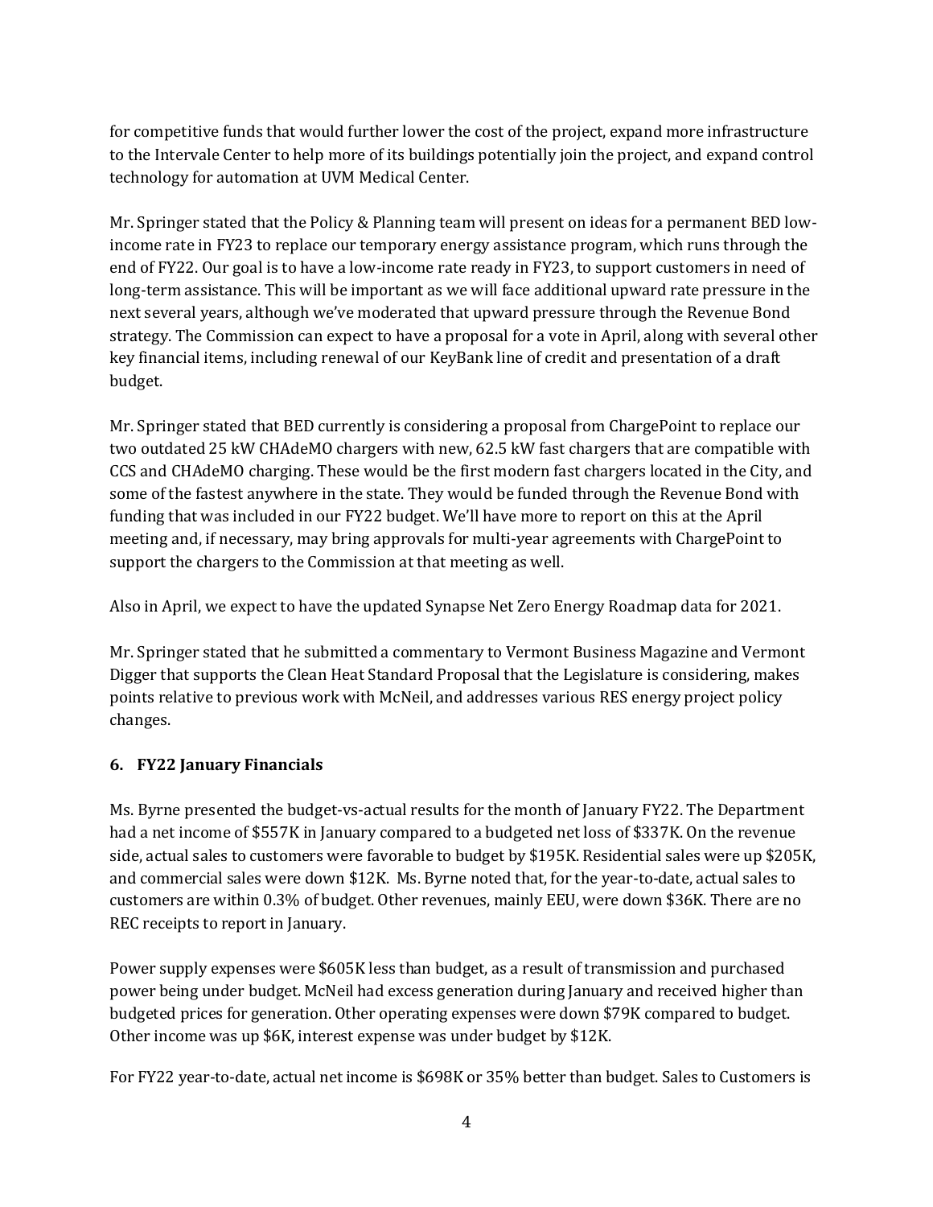for competitive funds that would further lower the cost of the project, expand more infrastructure to the Intervale Center to help more of its buildings potentially join the project, and expand control technology for automation at UVM Medical Center.

Mr. Springer stated that the Policy & Planning team will present on ideas for a permanent BED low-income rate in FY23 to replace our temporary energy assistance program, which runs through the end of FY22. Our goal is to have a low-income rate ready in FY23, to support customers in need of long-term assistance. This will be important as we will face additional upward rate pressure in the next several years, although we've moderated that upward pressure through the Revenue Bond strategy. The Commission can expect to have a proposal for a vote in April, along with several other key financial items, including renewal of our KeyBank line of credit and presentation of a draft budget.

Mr. Springer stated that BED currently is considering a proposal from ChargePoint to replace our two outdated 25 kW CHAdeMO chargers with new, 62.5 kW fast chargers that are compatible with CCS and CHAdeMO charging. These would be the first modern fast chargers located in the City, and some of the fastest anywhere in the state. They would be funded through the Revenue Bond with funding that was included in our FY22 budget. We'll have more to report on this at the April meeting and, if necessary, may bring approvals for multi-year agreements with ChargePoint to support the chargers to the Commission at that meeting as well.

Also in April, we expect to have the updated Synapse Net Zero Energy Roadmap data for 2021.

Mr. Springer stated that he submitted a commentary to Vermont Business Magazine and Vermont Digger that supports the Clean Heat Standard Proposal that the Legislature is considering, makes points relative to previous work with McNeil, and addresses various RES energy project policy changes.

**6. FY22 January Financials**

Ms. Byrne presented the budget-vs-actual results for the month of January FY22. The Department had a net income of $557K in January compared to a budgeted net loss of $337K. On the revenue side, actual sales to customers were favorable to budget by $195K. Residential sales were up $205K, and commercial sales were down $12K. Ms. Byrne noted that, for the year-to-date, actual sales to customers are within 0.3% of budget. Other revenues, mainly EEU, were down $36K. There are no REC receipts to report in January.

Power supply expenses were $605K less than budget, as a result of transmission and purchased power being under budget. McNeil had excess generation during January and received higher than budgeted prices for generation. Other operating expenses were down $79K compared to budget. Other income was up $6K, interest expense was under budget by $12K.

For FY22 year-to-date, actual net income is $698K or 35% better than budget. Sales to Customers is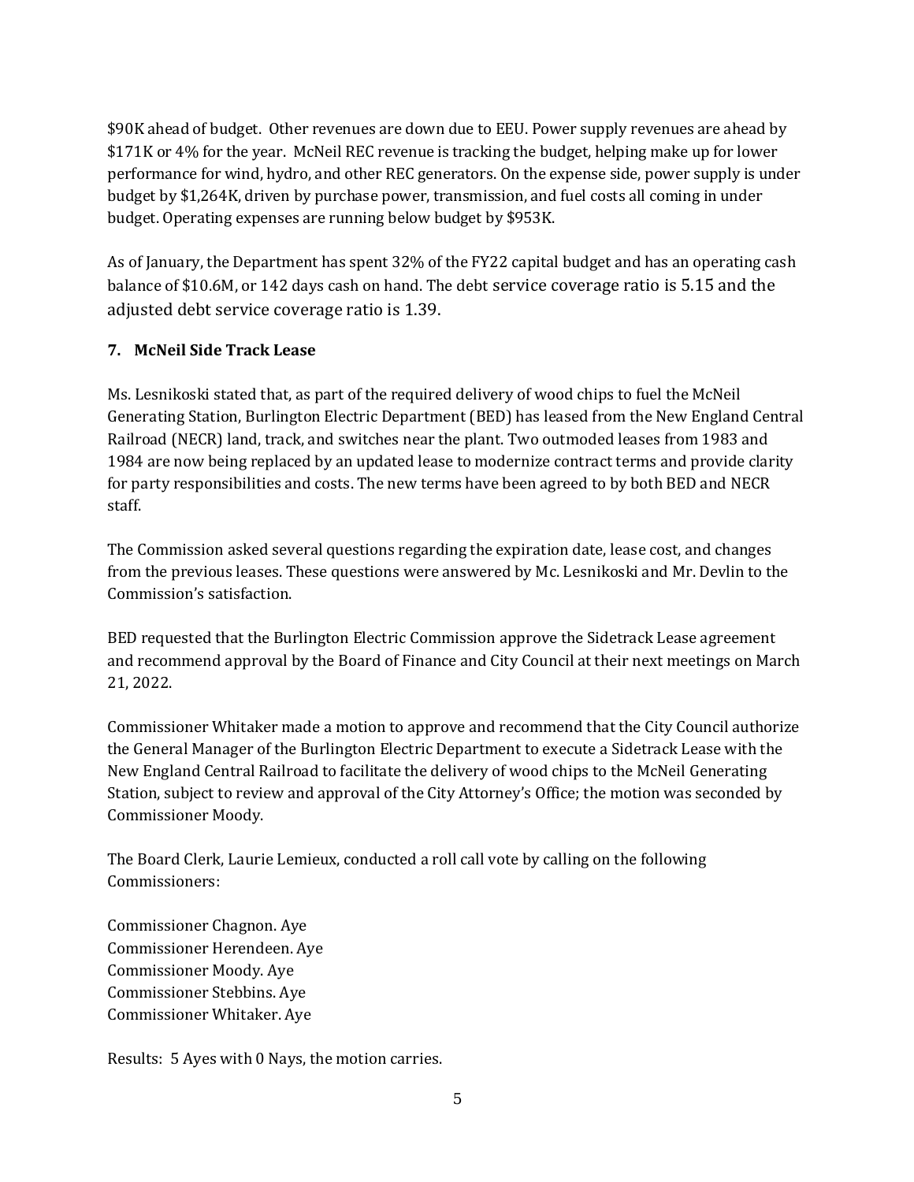$90K ahead of budget. Other revenues are down due to EEU. Power supply revenues are ahead by $171K or 4% for the year. McNeil REC revenue is tracking the budget, helping make up for lower performance for wind, hydro, and other REC generators. On the expense side, power supply is under budget by $1,264K, driven by purchase power, transmission, and fuel costs all coming in under budget. Operating expenses are running below budget by $953K.

As of January, the Department has spent 32% of the FY22 capital budget and has an operating cash balance of $10.6M, or 142 days cash on hand. The debt service coverage ratio is 5.15 and the adjusted debt service coverage ratio is 1.39.

**7. McNeil Side Track Lease**

Ms. Lesnikoski stated that, as part of the required delivery of wood chips to fuel the McNeil Generating Station, Burlington Electric Department (BED) has leased from the New England Central Railroad (NECR) land, track, and switches near the plant. Two outmoded leases from 1983 and 1984 are now being replaced by an updated lease to modernize contract terms and provide clarity for party responsibilities and costs. The new terms have been agreed to by both BED and NECR staff.

The Commission asked several questions regarding the expiration date, lease cost, and changes from the previous leases. These questions were answered by Mc. Lesnikoski and Mr. Devlin to the Commission's satisfaction.

BED requested that the Burlington Electric Commission approve the Sidetrack Lease agreement and recommend approval by the Board of Finance and City Council at their next meetings on March 21, 2022.

Commissioner Whitaker made a motion to approve and recommend that the City Council authorize the General Manager of the Burlington Electric Department to execute a Sidetrack Lease with the New England Central Railroad to facilitate the delivery of wood chips to the McNeil Generating Station, subject to review and approval of the City Attorney's Office; the motion was seconded by Commissioner Moody.

The Board Clerk, Laurie Lemieux, conducted a roll call vote by calling on the following Commissioners:

Commissioner Chagnon. Aye
Commissioner Herendeen. Aye
Commissioner Moody. Aye
Commissioner Stebbins. Aye
Commissioner Whitaker. Aye

Results: 5 Ayes with 0 Nays, the motion carries.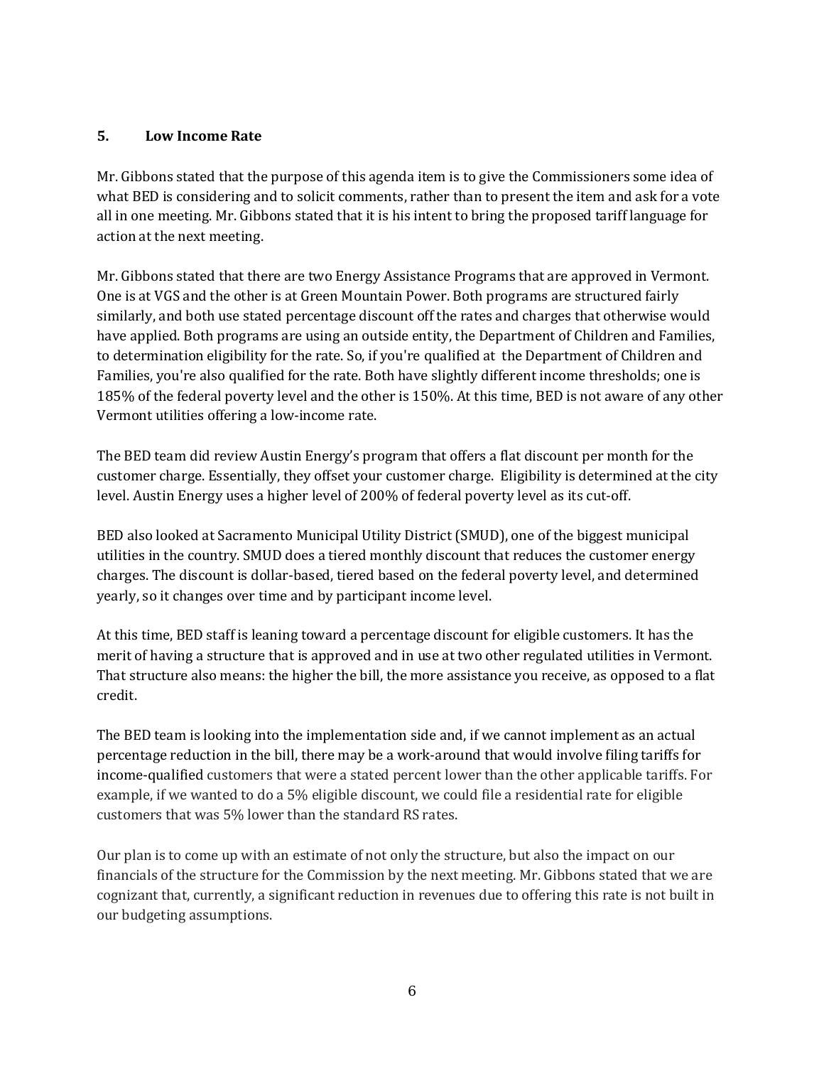## 5. Low Income Rate

Mr. Gibbons stated that the purpose of this agenda item is to give the Commissioners some idea of what BED is considering and to solicit comments, rather than to present the item and ask for a vote all in one meeting. Mr. Gibbons stated that it is his intent to bring the proposed tariff language for action at the next meeting.

Mr. Gibbons stated that there are two Energy Assistance Programs that are approved in Vermont. One is at VGS and the other is at Green Mountain Power. Both programs are structured fairly similarly, and both use stated percentage discount off the rates and charges that otherwise would have applied. Both programs are using an outside entity, the Department of Children and Families, to determination eligibility for the rate. So, if you're qualified at the Department of Children and Families, you're also qualified for the rate. Both have slightly different income thresholds; one is 185% of the federal poverty level and the other is 150%. At this time, BED is not aware of any other Vermont utilities offering a low-income rate.

The BED team did review Austin Energy's program that offers a flat discount per month for the customer charge. Essentially, they offset your customer charge. Eligibility is determined at the city level. Austin Energy uses a higher level of 200% of federal poverty level as its cut-off.

BED also looked at Sacramento Municipal Utility District (SMUD), one of the biggest municipal utilities in the country. SMUD does a tiered monthly discount that reduces the customer energy charges. The discount is dollar-based, tiered based on the federal poverty level, and determined yearly, so it changes over time and by participant income level.

At this time, BED staff is leaning toward a percentage discount for eligible customers. It has the merit of having a structure that is approved and in use at two other regulated utilities in Vermont. That structure also means: the higher the bill, the more assistance you receive, as opposed to a flat credit.

The BED team is looking into the implementation side and, if we cannot implement as an actual percentage reduction in the bill, there may be a work-around that would involve filing tariffs for income-qualified customers that were a stated percent lower than the other applicable tariffs. For example, if we wanted to do a 5% eligible discount, we could file a residential rate for eligible customers that was 5% lower than the standard RS rates.

Our plan is to come up with an estimate of not only the structure, but also the impact on our financials of the structure for the Commission by the next meeting. Mr. Gibbons stated that we are cognizant that, currently, a significant reduction in revenues due to offering this rate is not built in our budgeting assumptions.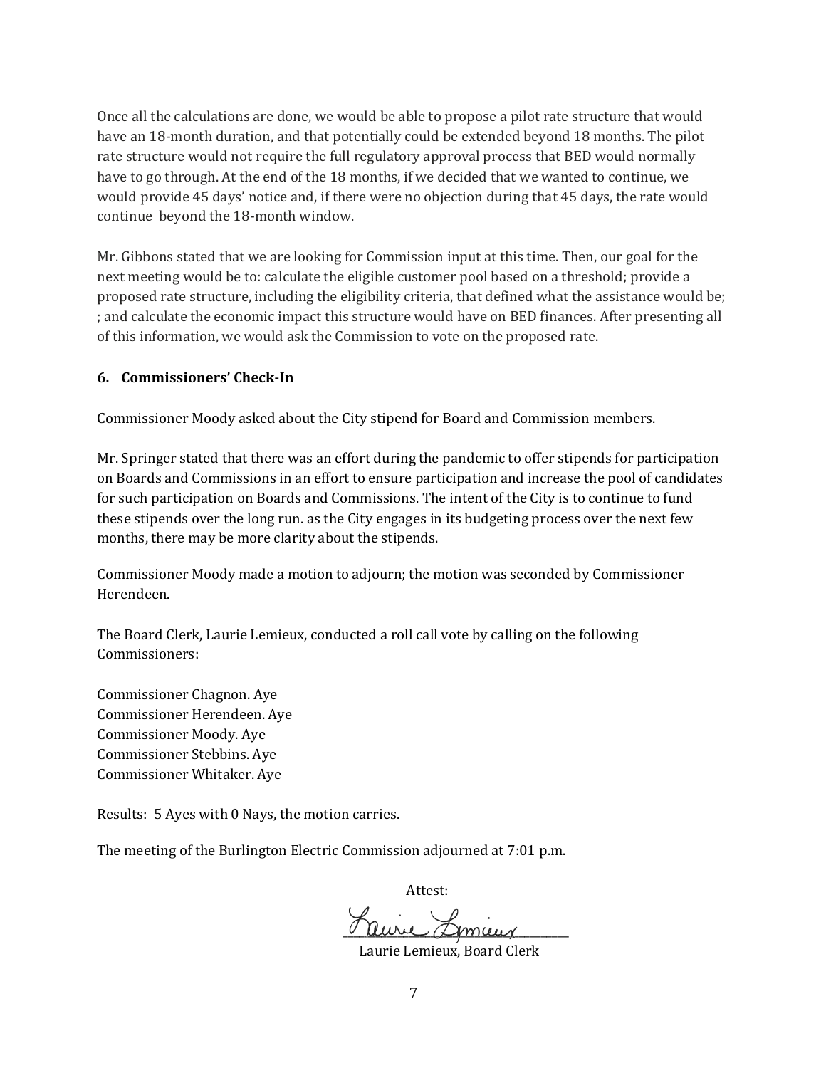Once all the calculations are done, we would be able to propose a pilot rate structure that would have an 18-month duration, and that potentially could be extended beyond 18 months. The pilot rate structure would not require the full regulatory approval process that BED would normally have to go through. At the end of the 18 months, if we decided that we wanted to continue, we would provide 45 days' notice and, if there were no objection during that 45 days, the rate would continue beyond the 18-month window.

Mr. Gibbons stated that we are looking for Commission input at this time. Then, our goal for the next meeting would be to: calculate the eligible customer pool based on a threshold; provide a proposed rate structure, including the eligibility criteria, that defined what the assistance would be; ; and calculate the economic impact this structure would have on BED finances. After presenting all of this information, we would ask the Commission to vote on the proposed rate.

**6. Commissioners' Check-In**

Commissioner Moody asked about the City stipend for Board and Commission members.

Mr. Springer stated that there was an effort during the pandemic to offer stipends for participation on Boards and Commissions in an effort to ensure participation and increase the pool of candidates for such participation on Boards and Commissions. The intent of the City is to continue to fund these stipends over the long run. as the City engages in its budgeting process over the next few months, there may be more clarity about the stipends.

Commissioner Moody made a motion to adjourn; the motion was seconded by Commissioner Herendeen.

The Board Clerk, Laurie Lemieux, conducted a roll call vote by calling on the following Commissioners:

Commissioner Chagnon. Aye
Commissioner Herendeen. Aye
Commissioner Moody. Aye
Commissioner Stebbins. Aye
Commissioner Whitaker. Aye

Results: 5 Ayes with 0 Nays, the motion carries.

The meeting of the Burlington Electric Commission adjourned at 7:01 p.m.

Attest:

Laurie Lemieux

Laurie Lemieux, Board Clerk